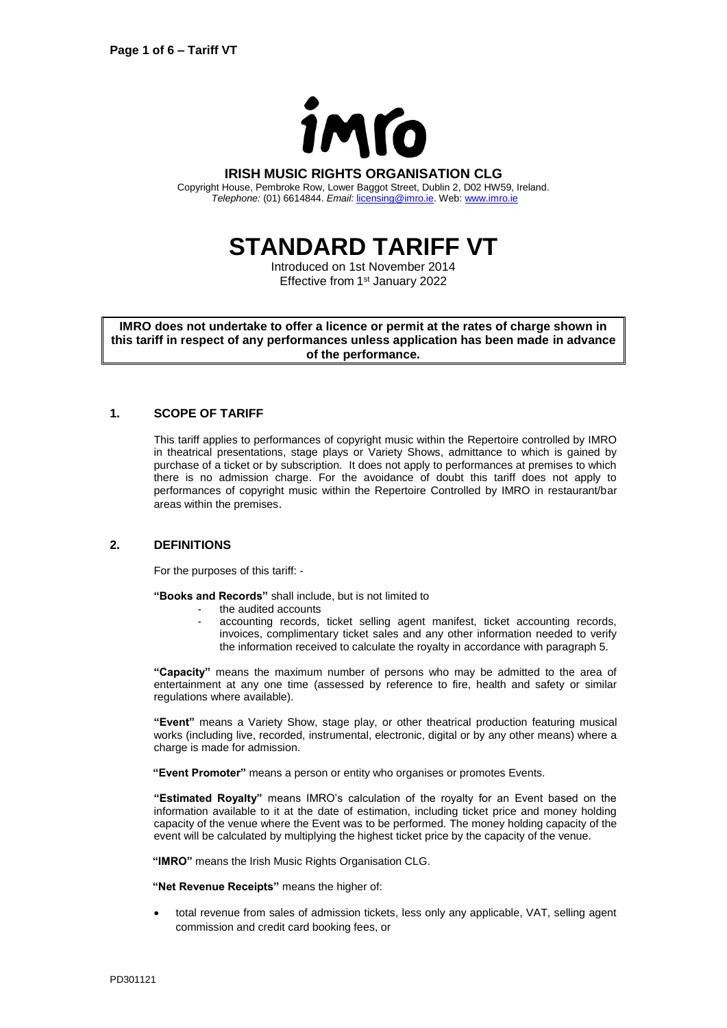**IRISH MUSIC RIGHTS ORGANISATION CLG**

Copyright House, Pembroke Row, Lower Baggot Street, Dublin 2, D02 HW59, Ireland.
*Telephone:* (01) 6614844. *Email:* licensing@imro.ie. Web: www.imro.ie

# STANDARD TARIFF VT

Introduced on 1st November 2014
Effective from 1st January 2022

**IMRO does not undertake to offer a licence or permit at the rates of charge shown in this tariff in respect of any performances unless application has been made in advance of the performance.**

## 1. SCOPE OF TARIFF

This tariff applies to performances of copyright music within the Repertoire controlled by IMRO in theatrical presentations, stage plays or Variety Shows, admittance to which is gained by purchase of a ticket or by subscription. It does not apply to performances at premises to which there is no admission charge. For the avoidance of doubt this tariff does not apply to performances of copyright music within the Repertoire Controlled by IMRO in restaurant/bar areas within the premises.

## 2. DEFINITIONS

For the purposes of this tariff: -

**"Books and Records"** shall include, but is not limited to

- the audited accounts
- accounting records, ticket selling agent manifest, ticket accounting records, invoices, complimentary ticket sales and any other information needed to verify the information received to calculate the royalty in accordance with paragraph 5.

**"Capacity"** means the maximum number of persons who may be admitted to the area of entertainment at any one time (assessed by reference to fire, health and safety or similar regulations where available).

**"Event"** means a Variety Show, stage play, or other theatrical production featuring musical works (including live, recorded, instrumental, electronic, digital or by any other means) where a charge is made for admission.

**"Event Promoter"** means a person or entity who organises or promotes Events.

**"Estimated Royalty"** means IMRO's calculation of the royalty for an Event based on the information available to it at the date of estimation, including ticket price and money holding capacity of the venue where the Event was to be performed. The money holding capacity of the event will be calculated by multiplying the highest ticket price by the capacity of the venue.

**"IMRO"** means the Irish Music Rights Organisation CLG.

**"Net Revenue Receipts"** means the higher of:

- total revenue from sales of admission tickets, less only any applicable, VAT, selling agent commission and credit card booking fees, or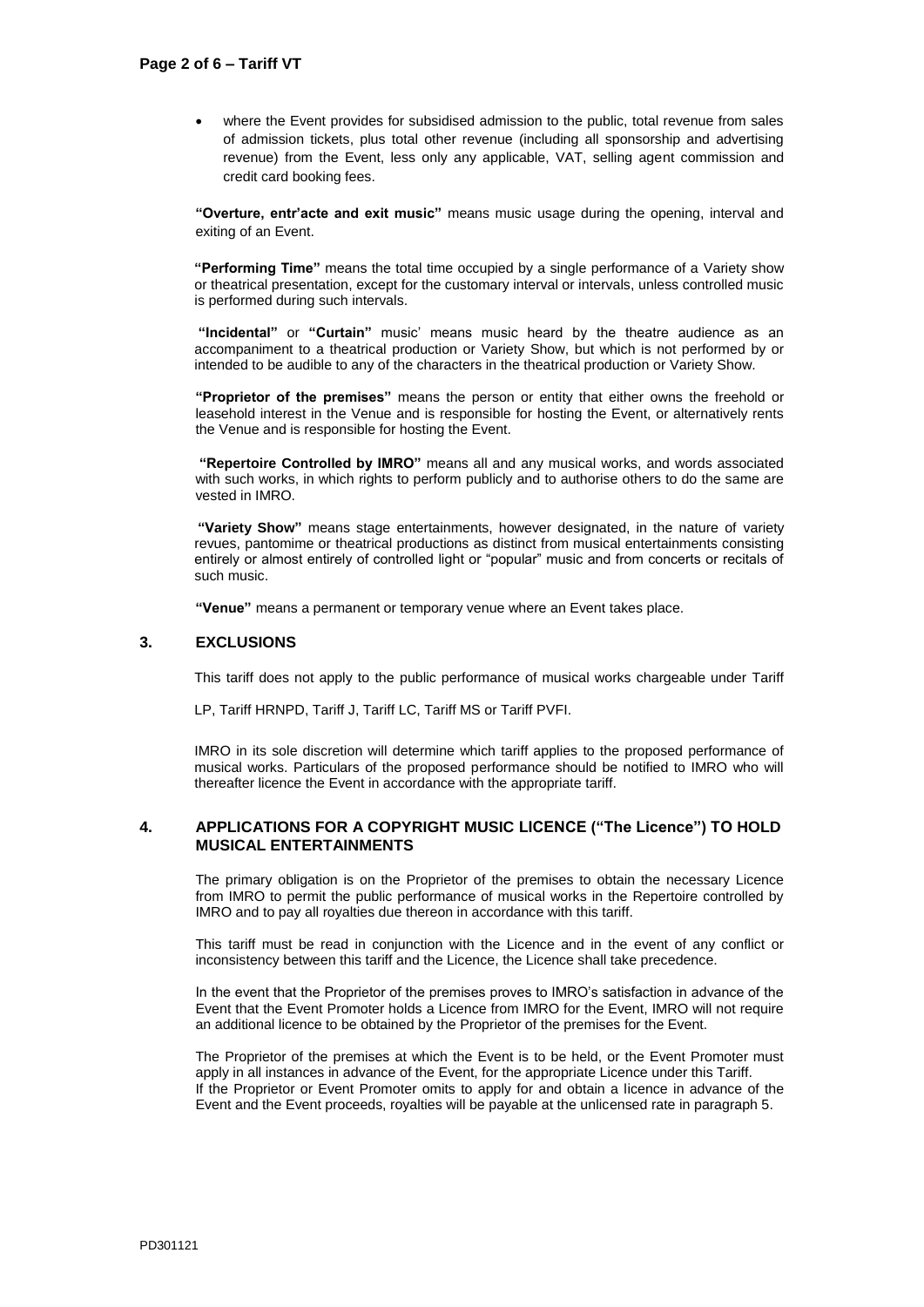- where the Event provides for subsidised admission to the public, total revenue from sales of admission tickets, plus total other revenue (including all sponsorship and advertising revenue) from the Event, less only any applicable, VAT, selling agent commission and credit card booking fees.

**"Overture, entr'acte and exit music"** means music usage during the opening, interval and exiting of an Event.

**"Performing Time"** means the total time occupied by a single performance of a Variety show or theatrical presentation, except for the customary interval or intervals, unless controlled music is performed during such intervals.

**"Incidental"** or **"Curtain"** music' means music heard by the theatre audience as an accompaniment to a theatrical production or Variety Show, but which is not performed by or intended to be audible to any of the characters in the theatrical production or Variety Show.

**"Proprietor of the premises"** means the person or entity that either owns the freehold or leasehold interest in the Venue and is responsible for hosting the Event, or alternatively rents the Venue and is responsible for hosting the Event.

**"Repertoire Controlled by IMRO"** means all and any musical works, and words associated with such works, in which rights to perform publicly and to authorise others to do the same are vested in IMRO.

**"Variety Show"** means stage entertainments, however designated, in the nature of variety revues, pantomime or theatrical productions as distinct from musical entertainments consisting entirely or almost entirely of controlled light or "popular" music and from concerts or recitals of such music.

**"Venue"** means a permanent or temporary venue where an Event takes place.

## 3. EXCLUSIONS

This tariff does not apply to the public performance of musical works chargeable under Tariff LP, Tariff HRNPD, Tariff J, Tariff LC, Tariff MS or Tariff PVFI.

IMRO in its sole discretion will determine which tariff applies to the proposed performance of musical works. Particulars of the proposed performance should be notified to IMRO who will thereafter licence the Event in accordance with the appropriate tariff.

## 4. APPLICATIONS FOR A COPYRIGHT MUSIC LICENCE ("The Licence") TO HOLD MUSICAL ENTERTAINMENTS

The primary obligation is on the Proprietor of the premises to obtain the necessary Licence from IMRO to permit the public performance of musical works in the Repertoire controlled by IMRO and to pay all royalties due thereon in accordance with this tariff.

This tariff must be read in conjunction with the Licence and in the event of any conflict or inconsistency between this tariff and the Licence, the Licence shall take precedence.

In the event that the Proprietor of the premises proves to IMRO's satisfaction in advance of the Event that the Event Promoter holds a Licence from IMRO for the Event, IMRO will not require an additional licence to be obtained by the Proprietor of the premises for the Event.

The Proprietor of the premises at which the Event is to be held, or the Event Promoter must apply in all instances in advance of the Event, for the appropriate Licence under this Tariff.
If the Proprietor or Event Promoter omits to apply for and obtain a licence in advance of the Event and the Event proceeds, royalties will be payable at the unlicensed rate in paragraph 5.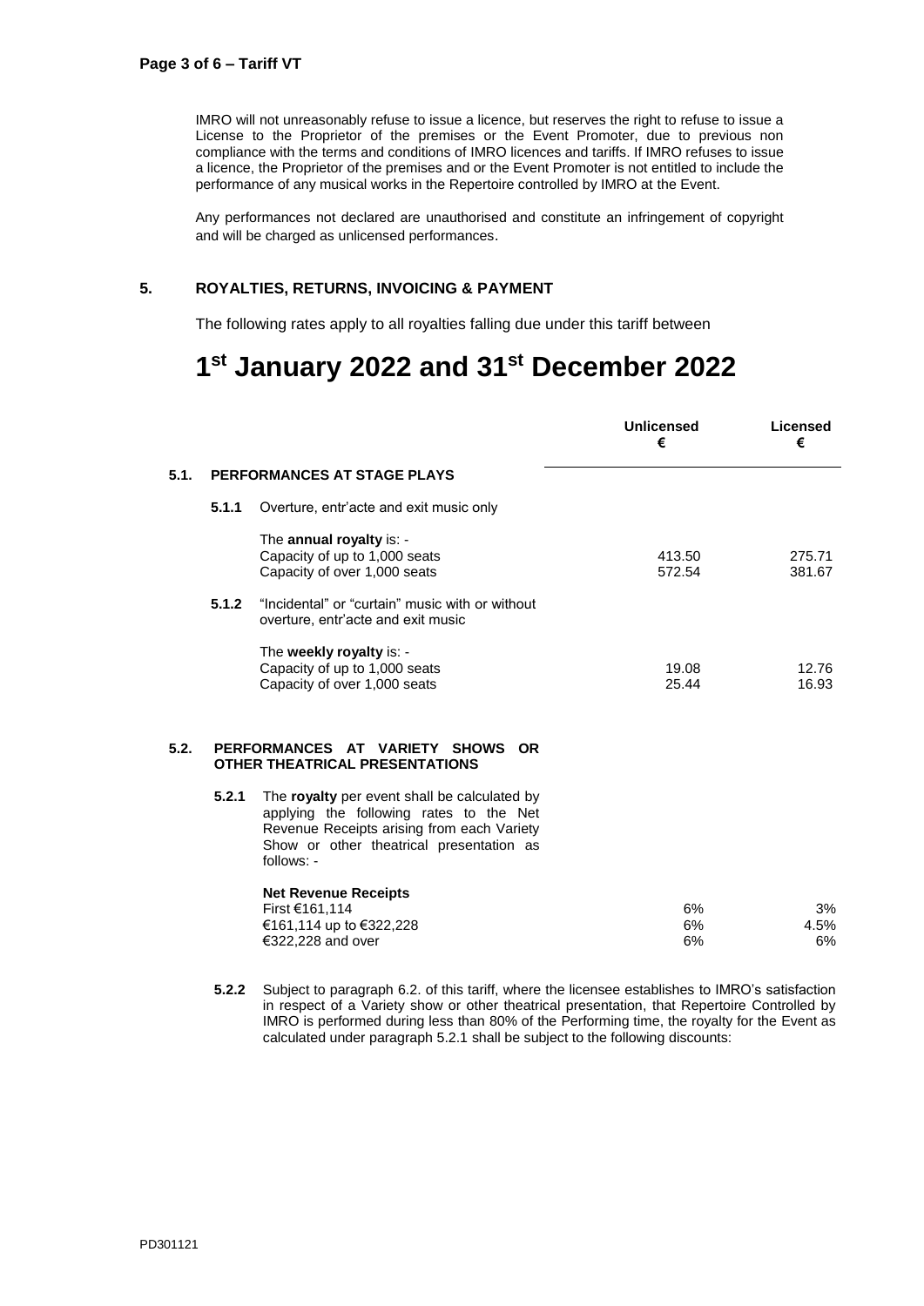IMRO will not unreasonably refuse to issue a licence, but reserves the right to refuse to issue a License to the Proprietor of the premises or the Event Promoter, due to previous non compliance with the terms and conditions of IMRO licences and tariffs. If IMRO refuses to issue a licence, the Proprietor of the premises and or the Event Promoter is not entitled to include the performance of any musical works in the Repertoire controlled by IMRO at the Event.

Any performances not declared are unauthorised and constitute an infringement of copyright and will be charged as unlicensed performances.

## 5. ROYALTIES, RETURNS, INVOICING & PAYMENT

The following rates apply to all royalties falling due under this tariff between

# 1st January 2022 and 31st December 2022

| | | Unlicensed € | Licensed € |
|---|---|---|---|
| **5.1.** | **PERFORMANCES AT STAGE PLAYS** | | |
| **5.1.1** | Overture, entr'acte and exit music only | | |
| | The **annual royalty** is: - | | |
| | Capacity of up to 1,000 seats | 413.50 | 275.71 |
| | Capacity of over 1,000 seats | 572.54 | 381.67 |
| **5.1.2** | "Incidental" or "curtain" music with or without overture, entr'acte and exit music | | |
| | The **weekly royalty** is: - | | |
| | Capacity of up to 1,000 seats | 19.08 | 12.76 |
| | Capacity of over 1,000 seats | 25.44 | 16.93 |
| **5.2.** | **PERFORMANCES AT VARIETY SHOWS OR OTHER THEATRICAL PRESENTATIONS** | | |
| **5.2.1** | The **royalty** per event shall be calculated by applying the following rates to the Net Revenue Receipts arising from each Variety Show or other theatrical presentation as follows: - | | |
| | **Net Revenue Receipts** | | |
| | First €161,114 | 6% | 3% |
| | €161,114 up to €322,228 | 6% | 4.5% |
| | €322,228 and over | 6% | 6% |

**5.2.2** Subject to paragraph 6.2. of this tariff, where the licensee establishes to IMRO's satisfaction in respect of a Variety show or other theatrical presentation, that Repertoire Controlled by IMRO is performed during less than 80% of the Performing time, the royalty for the Event as calculated under paragraph 5.2.1 shall be subject to the following discounts: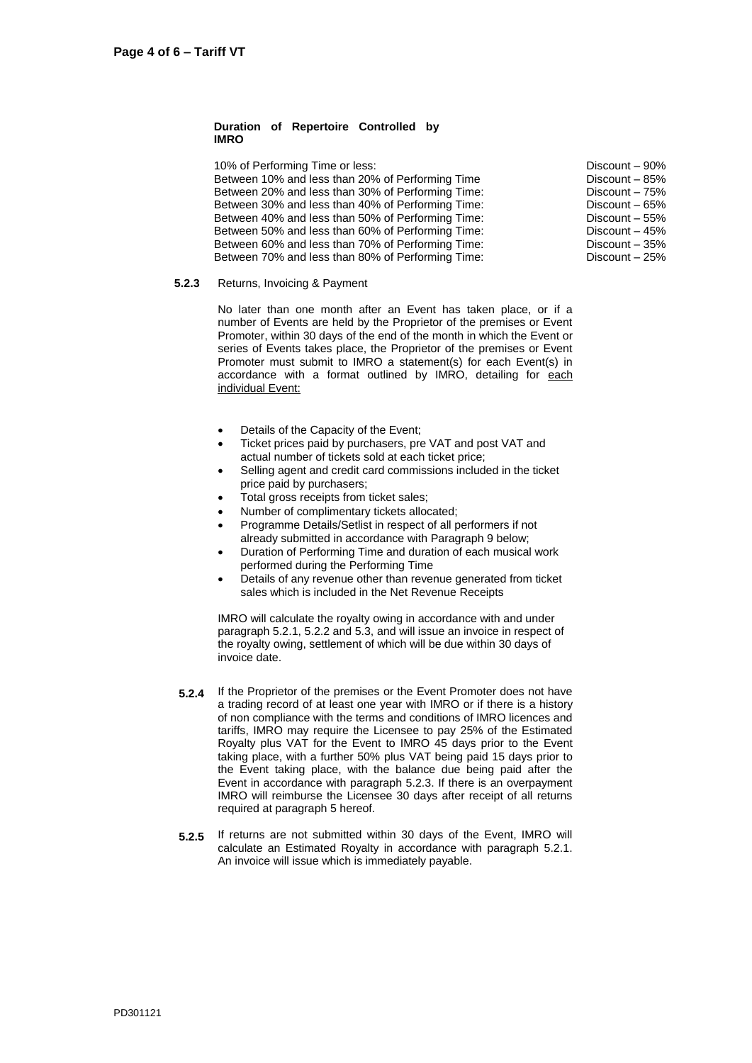**Duration of Repertoire Controlled by IMRO**

| | |
|---|---|
| 10% of Performing Time or less: | Discount – 90% |
| Between 10% and less than 20% of Performing Time | Discount – 85% |
| Between 20% and less than 30% of Performing Time: | Discount – 75% |
| Between 30% and less than 40% of Performing Time: | Discount – 65% |
| Between 40% and less than 50% of Performing Time: | Discount – 55% |
| Between 50% and less than 60% of Performing Time: | Discount – 45% |
| Between 60% and less than 70% of Performing Time: | Discount – 35% |
| Between 70% and less than 80% of Performing Time: | Discount – 25% |

**5.2.3** Returns, Invoicing & Payment

No later than one month after an Event has taken place, or if a number of Events are held by the Proprietor of the premises or Event Promoter, within 30 days of the end of the month in which the Event or series of Events takes place, the Proprietor of the premises or Event Promoter must submit to IMRO a statement(s) for each Event(s) in accordance with a format outlined by IMRO, detailing for each individual Event:

- Details of the Capacity of the Event;
- Ticket prices paid by purchasers, pre VAT and post VAT and actual number of tickets sold at each ticket price;
- Selling agent and credit card commissions included in the ticket price paid by purchasers;
- Total gross receipts from ticket sales;
- Number of complimentary tickets allocated;
- Programme Details/Setlist in respect of all performers if not already submitted in accordance with Paragraph 9 below;
- Duration of Performing Time and duration of each musical work performed during the Performing Time
- Details of any revenue other than revenue generated from ticket sales which is included in the Net Revenue Receipts

IMRO will calculate the royalty owing in accordance with and under paragraph 5.2.1, 5.2.2 and 5.3, and will issue an invoice in respect of the royalty owing, settlement of which will be due within 30 days of invoice date.

**5.2.4** If the Proprietor of the premises or the Event Promoter does not have a trading record of at least one year with IMRO or if there is a history of non compliance with the terms and conditions of IMRO licences and tariffs, IMRO may require the Licensee to pay 25% of the Estimated Royalty plus VAT for the Event to IMRO 45 days prior to the Event taking place, with a further 50% plus VAT being paid 15 days prior to the Event taking place, with the balance due being paid after the Event in accordance with paragraph 5.2.3. If there is an overpayment IMRO will reimburse the Licensee 30 days after receipt of all returns required at paragraph 5 hereof.

**5.2.5** If returns are not submitted within 30 days of the Event, IMRO will calculate an Estimated Royalty in accordance with paragraph 5.2.1. An invoice will issue which is immediately payable.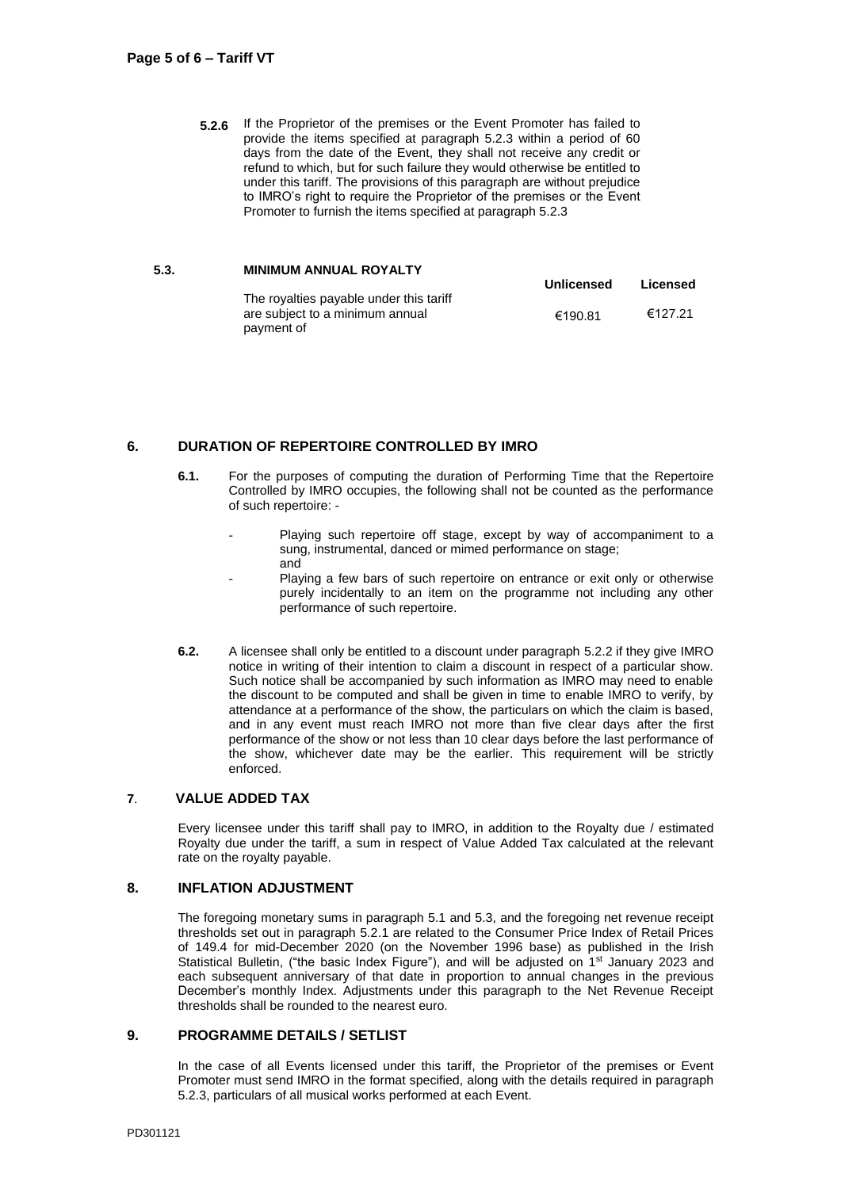**5.2.6** If the Proprietor of the premises or the Event Promoter has failed to provide the items specified at paragraph 5.2.3 within a period of 60 days from the date of the Event, they shall not receive any credit or refund to which, but for such failure they would otherwise be entitled to under this tariff. The provisions of this paragraph are without prejudice to IMRO's right to require the Proprietor of the premises or the Event Promoter to furnish the items specified at paragraph 5.2.3

**5.3. MINIMUM ANNUAL ROYALTY**

| | Unlicensed | Licensed |
|---|---|---|
| The royalties payable under this tariff are subject to a minimum annual payment of | €190.81 | €127.21 |

## 6. DURATION OF REPERTOIRE CONTROLLED BY IMRO

**6.1.** For the purposes of computing the duration of Performing Time that the Repertoire Controlled by IMRO occupies, the following shall not be counted as the performance of such repertoire: -

- Playing such repertoire off stage, except by way of accompaniment to a sung, instrumental, danced or mimed performance on stage; and
- Playing a few bars of such repertoire on entrance or exit only or otherwise purely incidentally to an item on the programme not including any other performance of such repertoire.

**6.2.** A licensee shall only be entitled to a discount under paragraph 5.2.2 if they give IMRO notice in writing of their intention to claim a discount in respect of a particular show. Such notice shall be accompanied by such information as IMRO may need to enable the discount to be computed and shall be given in time to enable IMRO to verify, by attendance at a performance of the show, the particulars on which the claim is based, and in any event must reach IMRO not more than five clear days after the first performance of the show or not less than 10 clear days before the last performance of the show, whichever date may be the earlier. This requirement will be strictly enforced.

## 7. VALUE ADDED TAX

Every licensee under this tariff shall pay to IMRO, in addition to the Royalty due / estimated Royalty due under the tariff, a sum in respect of Value Added Tax calculated at the relevant rate on the royalty payable.

## 8. INFLATION ADJUSTMENT

The foregoing monetary sums in paragraph 5.1 and 5.3, and the foregoing net revenue receipt thresholds set out in paragraph 5.2.1 are related to the Consumer Price Index of Retail Prices of 149.4 for mid-December 2020 (on the November 1996 base) as published in the Irish Statistical Bulletin, ("the basic Index Figure"), and will be adjusted on 1st January 2023 and each subsequent anniversary of that date in proportion to annual changes in the previous December's monthly Index. Adjustments under this paragraph to the Net Revenue Receipt thresholds shall be rounded to the nearest euro.

## 9. PROGRAMME DETAILS / SETLIST

In the case of all Events licensed under this tariff, the Proprietor of the premises or Event Promoter must send IMRO in the format specified, along with the details required in paragraph 5.2.3, particulars of all musical works performed at each Event.

PD301121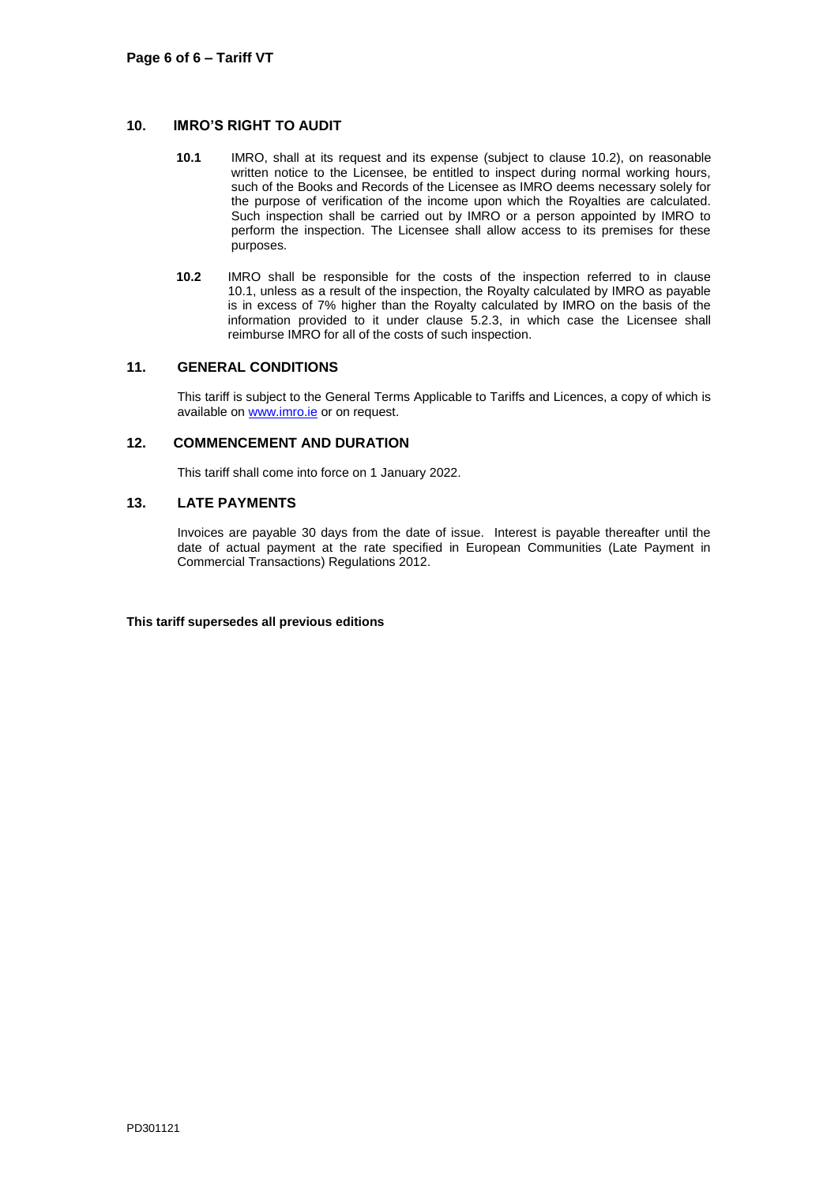## 10. IMRO'S RIGHT TO AUDIT

**10.1** IMRO, shall at its request and its expense (subject to clause 10.2), on reasonable written notice to the Licensee, be entitled to inspect during normal working hours, such of the Books and Records of the Licensee as IMRO deems necessary solely for the purpose of verification of the income upon which the Royalties are calculated. Such inspection shall be carried out by IMRO or a person appointed by IMRO to perform the inspection. The Licensee shall allow access to its premises for these purposes.

**10.2** IMRO shall be responsible for the costs of the inspection referred to in clause 10.1, unless as a result of the inspection, the Royalty calculated by IMRO as payable is in excess of 7% higher than the Royalty calculated by IMRO on the basis of the information provided to it under clause 5.2.3, in which case the Licensee shall reimburse IMRO for all of the costs of such inspection.

## 11. GENERAL CONDITIONS

This tariff is subject to the General Terms Applicable to Tariffs and Licences, a copy of which is available on [www.imro.ie](http://www.imro.ie) or on request.

## 12. COMMENCEMENT AND DURATION

This tariff shall come into force on 1 January 2022.

## 13. LATE PAYMENTS

Invoices are payable 30 days from the date of issue. Interest is payable thereafter until the date of actual payment at the rate specified in European Communities (Late Payment in Commercial Transactions) Regulations 2012.

**This tariff supersedes all previous editions**

PD301121